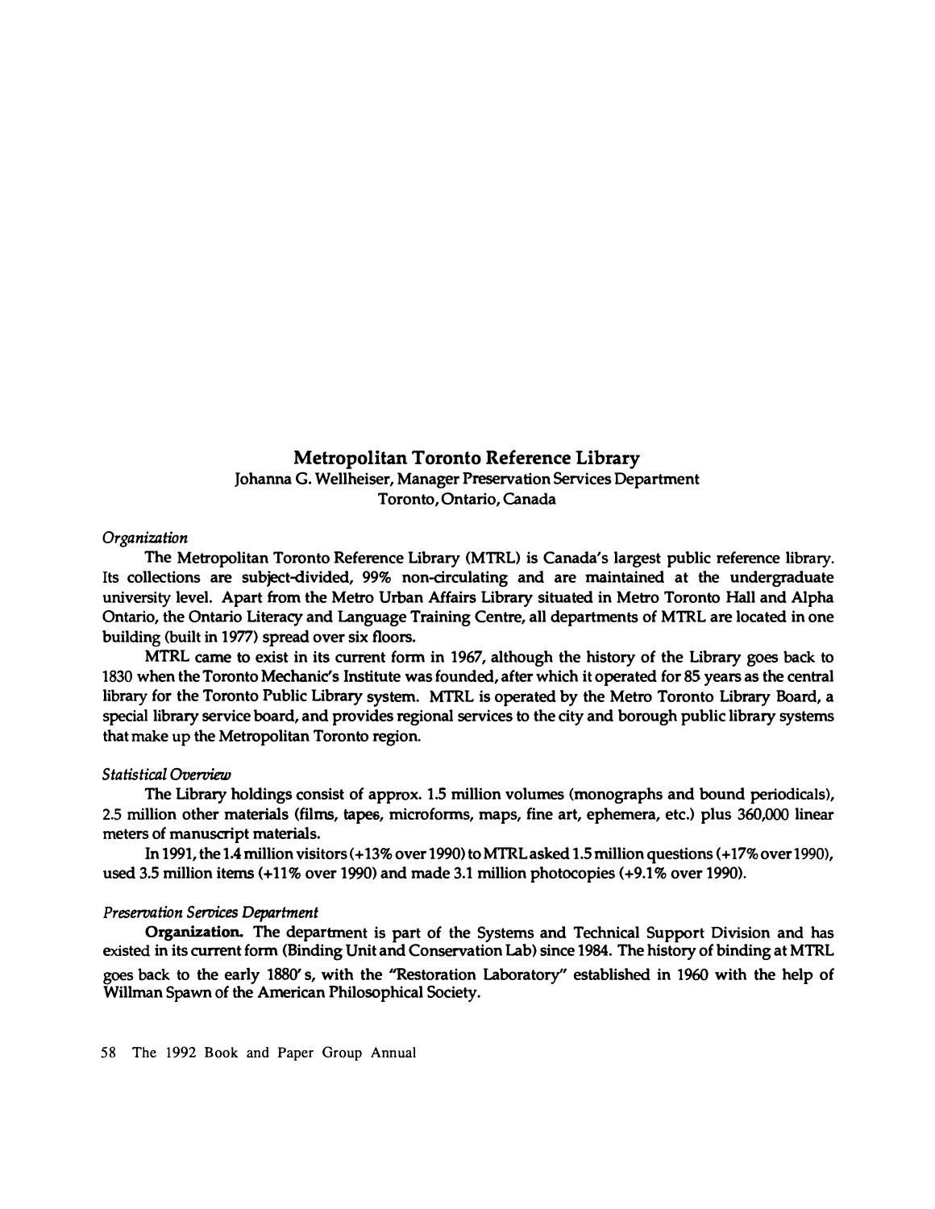# Metropolitan Toronto Reference Library

Johanna G. Wellheiser, Manager Preservation Services Department
Toronto, Ontario, Canada

*Organization*

The Metropolitan Toronto Reference Library (MTRL) is Canada's largest public reference library. Its collections are subject-divided, 99% non-circulating and are maintained at the undergraduate university level. Apart from the Metro Urban Affairs Library situated in Metro Toronto Hall and Alpha Ontario, the Ontario Literacy and Language Training Centre, all departments of MTRL are located in one building (built in 1977) spread over six floors.

MTRL came to exist in its current form in 1967, although the history of the Library goes back to 1830 when the Toronto Mechanic's Institute was founded, after which it operated for 85 years as the central library for the Toronto Public Library system. MTRL is operated by the Metro Toronto Library Board, a special library service board, and provides regional services to the city and borough public library systems that make up the Metropolitan Toronto region.

*Statistical Overview*

The Library holdings consist of approx. 1.5 million volumes (monographs and bound periodicals), 2.5 million other materials (films, tapes, microforms, maps, fine art, ephemera, etc.) plus 360,000 linear meters of manuscript materials.

In 1991, the 1.4 million visitors (+13% over 1990) to MTRL asked 1.5 million questions (+17% over 1990), used 3.5 million items (+11% over 1990) and made 3.1 million photocopies (+9.1% over 1990).

*Preservation Services Department*

**Organization.** The department is part of the Systems and Technical Support Division and has existed in its current form (Binding Unit and Conservation Lab) since 1984. The history of binding at MTRL goes back to the early 1880's, with the "Restoration Laboratory" established in 1960 with the help of Willman Spawn of the American Philosophical Society.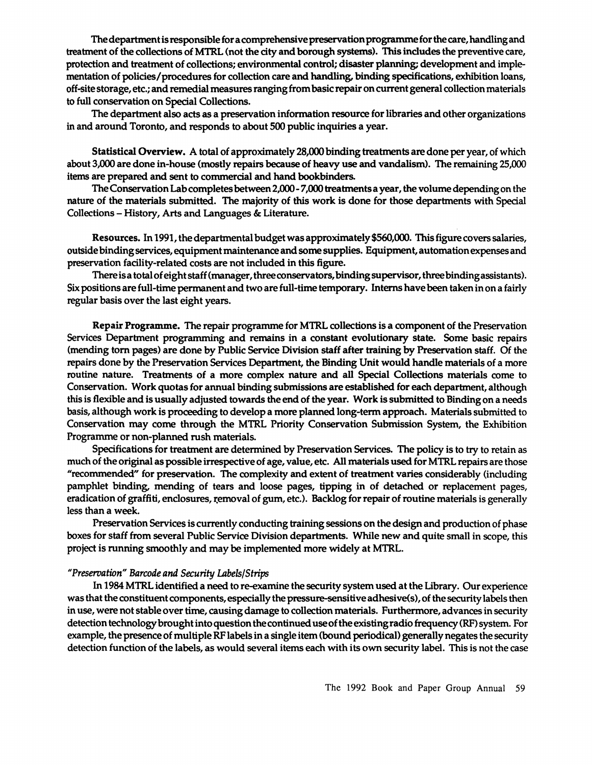The department is responsible for a comprehensive preservation programme for the care, handling and treatment of the collections of MTRL (not the city and borough systems). This includes the preventive care, protection and treatment of collections; environmental control; disaster planning; development and implementation of policies/procedures for collection care and handling, binding specifications, exhibition loans, off-site storage, etc.; and remedial measures ranging from basic repair on current general collection materials to full conservation on Special Collections.

The department also acts as a preservation information resource for libraries and other organizations in and around Toronto, and responds to about 500 public inquiries a year.

**Statistical Overview.** A total of approximately 28,000 binding treatments are done per year, of which about 3,000 are done in-house (mostly repairs because of heavy use and vandalism). The remaining 25,000 items are prepared and sent to commercial and hand bookbinders.

The Conservation Lab completes between 2,000 - 7,000 treatments a year, the volume depending on the nature of the materials submitted. The majority of this work is done for those departments with Special Collections – History, Arts and Languages & Literature.

**Resources.** In 1991, the departmental budget was approximately $560,000. This figure covers salaries, outside binding services, equipment maintenance and some supplies. Equipment, automation expenses and preservation facility-related costs are not included in this figure.

There is a total of eight staff (manager, three conservators, binding supervisor, three binding assistants). Six positions are full-time permanent and two are full-time temporary. Interns have been taken in on a fairly regular basis over the last eight years.

**Repair Programme.** The repair programme for MTRL collections is a component of the Preservation Services Department programming and remains in a constant evolutionary state. Some basic repairs (mending torn pages) are done by Public Service Division staff after training by Preservation staff. Of the repairs done by the Preservation Services Department, the Binding Unit would handle materials of a more routine nature. Treatments of a more complex nature and all Special Collections materials come to Conservation. Work quotas for annual binding submissions are established for each department, although this is flexible and is usually adjusted towards the end of the year. Work is submitted to Binding on a needs basis, although work is proceeding to develop a more planned long-term approach. Materials submitted to Conservation may come through the MTRL Priority Conservation Submission System, the Exhibition Programme or non-planned rush materials.

Specifications for treatment are determined by Preservation Services. The policy is to try to retain as much of the original as possible irrespective of age, value, etc. All materials used for MTRL repairs are those "recommended" for preservation. The complexity and extent of treatment varies considerably (including pamphlet binding, mending of tears and loose pages, tipping in of detached or replacement pages, eradication of graffiti, enclosures, removal of gum, etc.). Backlog for repair of routine materials is generally less than a week.

Preservation Services is currently conducting training sessions on the design and production of phase boxes for staff from several Public Service Division departments. While new and quite small in scope, this project is running smoothly and may be implemented more widely at MTRL.

*"Preservation" Barcode and Security Labels/Strips*

In 1984 MTRL identified a need to re-examine the security system used at the Library. Our experience was that the constituent components, especially the pressure-sensitive adhesive(s), of the security labels then in use, were not stable over time, causing damage to collection materials. Furthermore, advances in security detection technology brought into question the continued use of the existing radio frequency (RF) system. For example, the presence of multiple RF labels in a single item (bound periodical) generally negates the security detection function of the labels, as would several items each with its own security label. This is not the case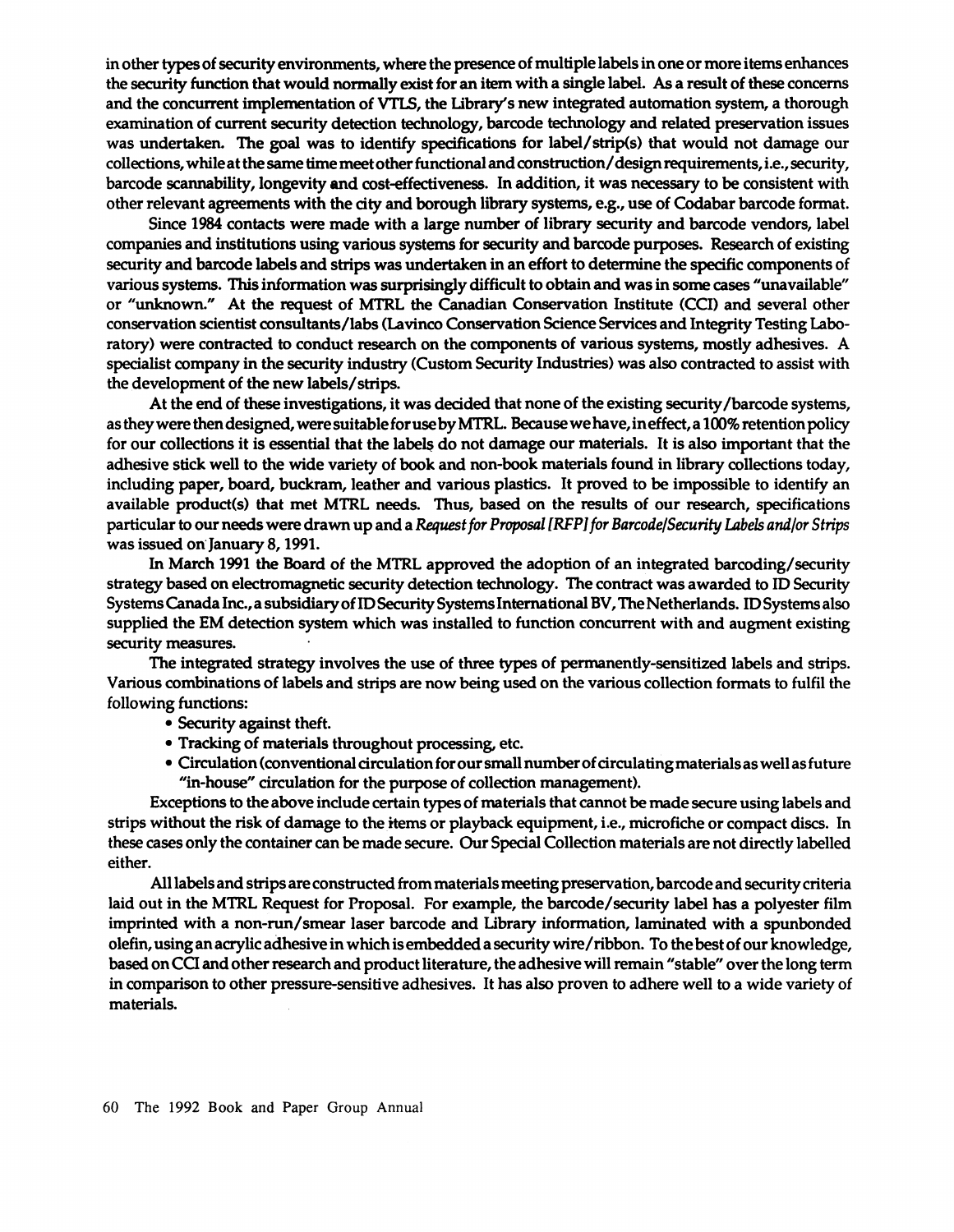in other types of security environments, where the presence of multiple labels in one or more items enhances the security function that would normally exist for an item with a single label. As a result of these concerns and the concurrent implementation of VTLS, the Library's new integrated automation system, a thorough examination of current security detection technology, barcode technology and related preservation issues was undertaken. The goal was to identify specifications for label/strip(s) that would not damage our collections, while at the same time meet other functional and construction/design requirements, i.e., security, barcode scannability, longevity and cost-effectiveness. In addition, it was necessary to be consistent with other relevant agreements with the city and borough library systems, e.g., use of Codabar barcode format.

Since 1984 contacts were made with a large number of library security and barcode vendors, label companies and institutions using various systems for security and barcode purposes. Research of existing security and barcode labels and strips was undertaken in an effort to determine the specific components of various systems. This information was surprisingly difficult to obtain and was in some cases "unavailable" or "unknown." At the request of MTRL the Canadian Conservation Institute (CCI) and several other conservation scientist consultants/labs (Lavinco Conservation Science Services and Integrity Testing Laboratory) were contracted to conduct research on the components of various systems, mostly adhesives. A specialist company in the security industry (Custom Security Industries) was also contracted to assist with the development of the new labels/strips.

At the end of these investigations, it was decided that none of the existing security/barcode systems, as they were then designed, were suitable for use by MTRL. Because we have, in effect, a 100% retention policy for our collections it is essential that the labels do not damage our materials. It is also important that the adhesive stick well to the wide variety of book and non-book materials found in library collections today, including paper, board, buckram, leather and various plastics. It proved to be impossible to identify an available product(s) that met MTRL needs. Thus, based on the results of our research, specifications particular to our needs were drawn up and a *Request for Proposal [RFP] for Barcode/Security Labels and/or Strips* was issued on January 8, 1991.

In March 1991 the Board of the MTRL approved the adoption of an integrated barcoding/security strategy based on electromagnetic security detection technology. The contract was awarded to ID Security Systems Canada Inc., a subsidiary of ID Security Systems International BV, The Netherlands. ID Systems also supplied the EM detection system which was installed to function concurrent with and augment existing security measures.

The integrated strategy involves the use of three types of permanently-sensitized labels and strips. Various combinations of labels and strips are now being used on the various collection formats to fulfil the following functions:

- Security against theft.
- Tracking of materials throughout processing, etc.
- Circulation (conventional circulation for our small number of circulating materials as well as future "in-house" circulation for the purpose of collection management).

Exceptions to the above include certain types of materials that cannot be made secure using labels and strips without the risk of damage to the items or playback equipment, i.e., microfiche or compact discs. In these cases only the container can be made secure. Our Special Collection materials are not directly labelled either.

All labels and strips are constructed from materials meeting preservation, barcode and security criteria laid out in the MTRL Request for Proposal. For example, the barcode/security label has a polyester film imprinted with a non-run/smear laser barcode and Library information, laminated with a spunbonded olefin, using an acrylic adhesive in which is embedded a security wire/ribbon. To the best of our knowledge, based on CCI and other research and product literature, the adhesive will remain "stable" over the long term in comparison to other pressure-sensitive adhesives. It has also proven to adhere well to a wide variety of materials.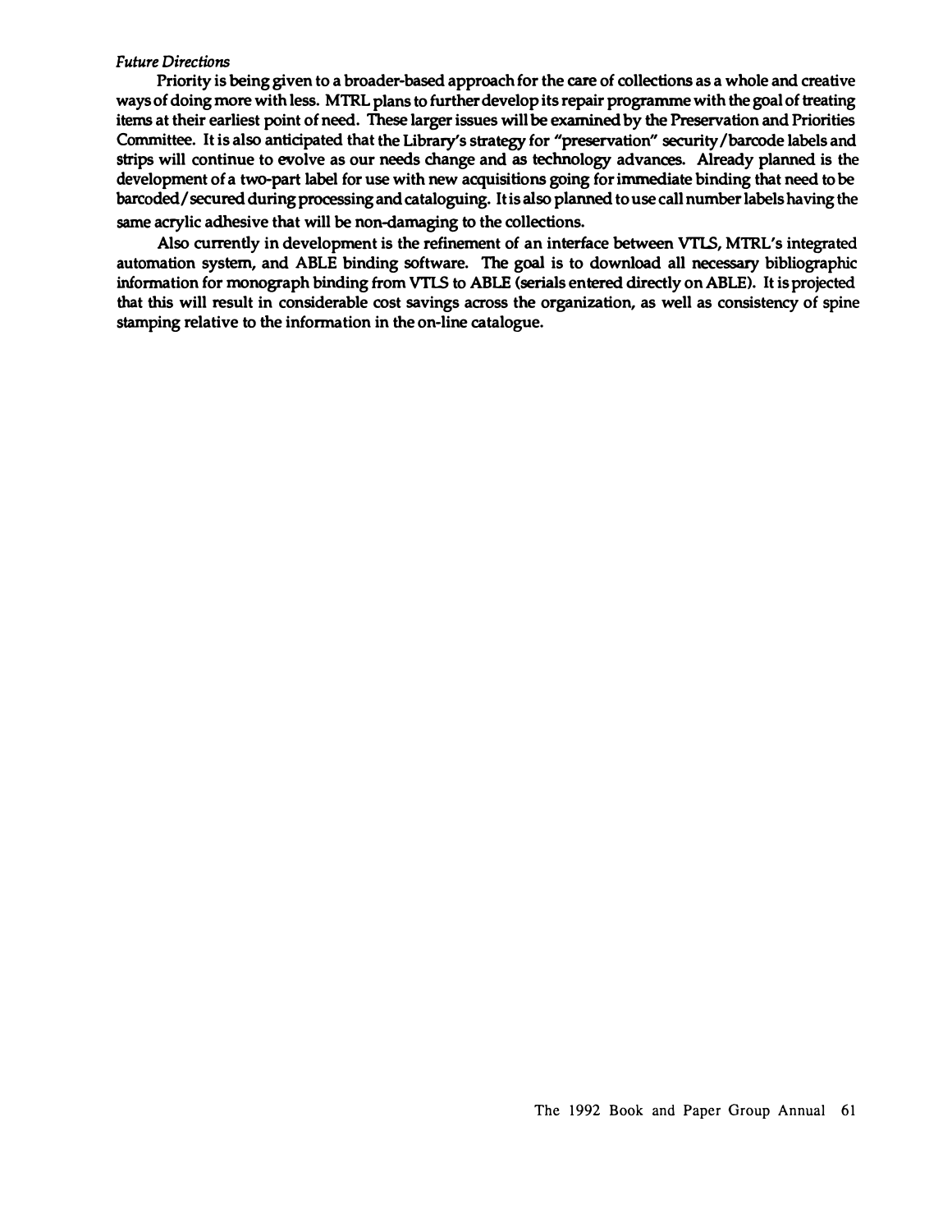*Future Directions*

Priority is being given to a broader-based approach for the care of collections as a whole and creative ways of doing more with less. MTRL plans to further develop its repair programme with the goal of treating items at their earliest point of need. These larger issues will be examined by the Preservation and Priorities Committee. It is also anticipated that the Library's strategy for "preservation" security/barcode labels and strips will continue to evolve as our needs change and as technology advances. Already planned is the development of a two-part label for use with new acquisitions going for immediate binding that need to be barcoded/secured during processing and cataloguing. It is also planned to use call number labels having the same acrylic adhesive that will be non-damaging to the collections.

Also currently in development is the refinement of an interface between VTLS, MTRL's integrated automation system, and ABLE binding software. The goal is to download all necessary bibliographic information for monograph binding from VTLS to ABLE (serials entered directly on ABLE). It is projected that this will result in considerable cost savings across the organization, as well as consistency of spine stamping relative to the information in the on-line catalogue.